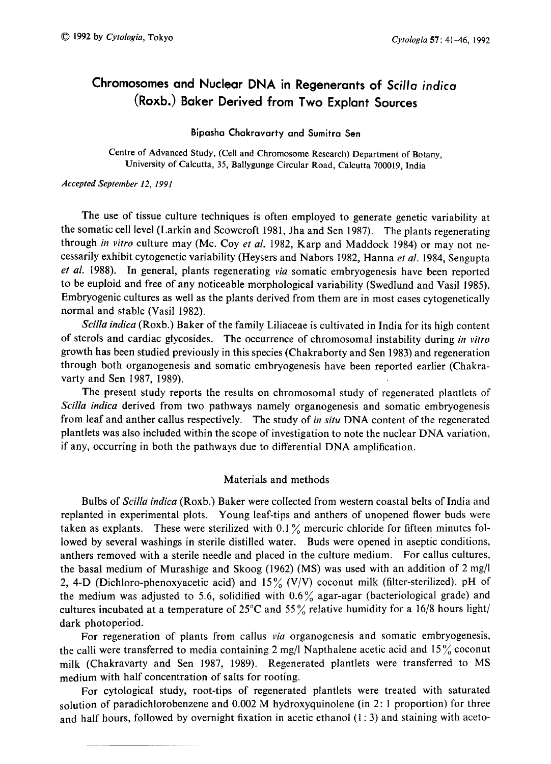# Chromosomes and Nuclear DNA in Regenerants of *Scilla indica* (Roxb.) Baker Derived from Two Explant Sources

Bipasha Chakravarty and Sumitra Sen

Centre of Advanced Study, (Cell and Chromosome Research) Department of Botany, University of Calcutta, 35, Ballygunge Circular Road, Calcutta 700019, India

*Accepted September 12, 1991*

The use of tissue culture techniques is often employed to generate genetic variability at the somatic cell level (Larkin and Scowcroft 1981, Jha and Sen 1987). The plants regenerating through *in vitro* culture may (Mc. Coy *et al.* 1982, Karp and Maddock 1984) or may not necessarily exhibit cytogenetic variability (Heysers and Nabors 1982, Hanna *et al.* 1984, Sengupta *et al.* 1988). In general, plants regenerating *via* somatic embryogenesis have been reported to be euploid and free of any noticeable morphological variability (Swedlund and Vasil 1985). Embryogenic cultures as well as the plants derived from them are in most cases cytogenetically normal and stable (Vasil 1982).

*Scilla indica* (Roxb.) Baker of the family Liliaceae is cultivated in India for its high content of sterols and cardiac glycosides. The occurrence of chromosomal instability during *in vitro* growth has been studied previously in this species (Chakraborty and Sen 1983) and regeneration through both organogenesis and somatic embryogenesis have been reported earlier (Chakravarty and Sen 1987, 1989).

The present study reports the results on chromosomal study of regenerated plantlets of *Scilla indica* derived from two pathways namely organogenesis and somatic embryogenesis from leaf and anther callus respectively. The study of *in situ* DNA content of the regenerated plantlets was also included within the scope of investigation to note the nuclear DNA variation, if any, occurring in both the pathways due to differential DNA amplification.

## Materials and methods

Bulbs of *Scilla indica* (Roxb.) Baker were collected from western coastal belts of India and replanted in experimental plots. Young leaf-tips and anthers of unopened flower buds were taken as explants. These were sterilized with 0.1% mercuric chloride for fifteen minutes followed by several washings in sterile distilled water. Buds were opened in aseptic conditions, anthers removed with a sterile needle and placed in the culture medium. For callus cultures, the basal medium of Murashige and Skoog (1962) (MS) was used with an addition of 2 mg/l 2, 4-D (Dichloro-phenoxyacetic acid) and 15% (V/V) coconut milk (filter-sterilized). pH of the medium was adjusted to 5.6, solidified with 0.6% agar-agar (bacteriological grade) and cultures incubated at a temperature of 25°C and 55% relative humidity for a 16/8 hours light/dark photoperiod.

For regeneration of plants from callus *via* organogenesis and somatic embryogenesis, the calli were transferred to media containing 2 mg/l Napthalene acetic acid and 15% coconut milk (Chakravarty and Sen 1987, 1989). Regenerated plantlets were transferred to MS medium with half concentration of salts for rooting.

For cytological study, root-tips of regenerated plantlets were treated with saturated solution of paradichlorobenzene and 0.002 M hydroxyquinolene (in 2:1 proportion) for three and half hours, followed by overnight fixation in acetic ethanol (1:3) and staining with aceto-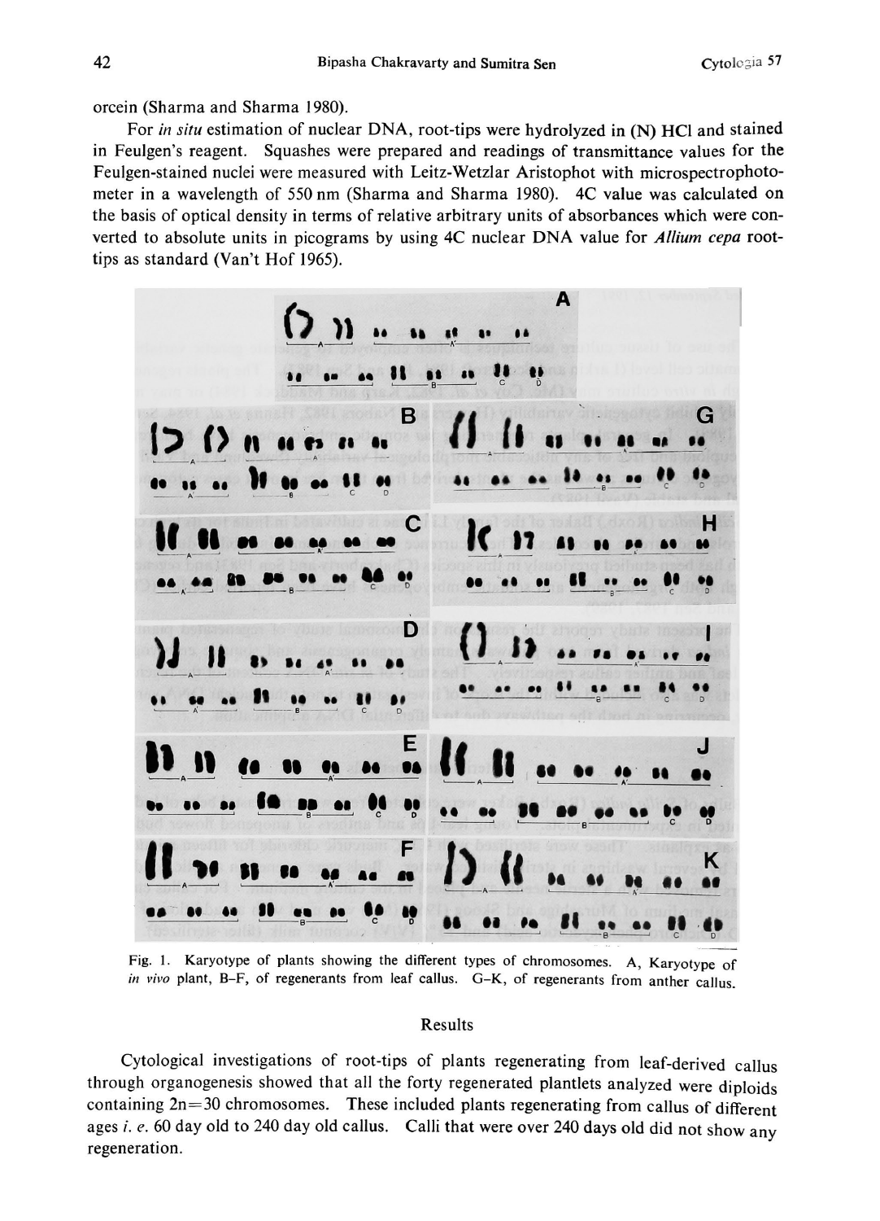orcein (Sharma and Sharma 1980).

For *in situ* estimation of nuclear DNA, root-tips were hydrolyzed in (N) HCl and stained in Feulgen's reagent. Squashes were prepared and readings of transmittance values for the Feulgen-stained nuclei were measured with Leitz-Wetzlar Aristophot with microspectrophotometer in a wavelength of 550 nm (Sharma and Sharma 1980). 4C value was calculated on the basis of optical density in terms of relative arbitrary units of absorbances which were converted to absolute units in picograms by using 4C nuclear DNA value for *Allium cepa* root-tips as standard (Van't Hof 1965).

Fig. 1. Karyotype of plants showing the different types of chromosomes. A, Karyotype of *in vivo* plant, B–F, of regenerants from leaf callus. G–K, of regenerants from anther callus.

## Results

Cytological investigations of root-tips of plants regenerating from leaf-derived callus through organogenesis showed that all the forty regenerated plantlets analyzed were diploids containing 2n=30 chromosomes. These included plants regenerating from callus of different ages *i. e.* 60 day old to 240 day old callus. Calli that were over 240 days old did not show any regeneration.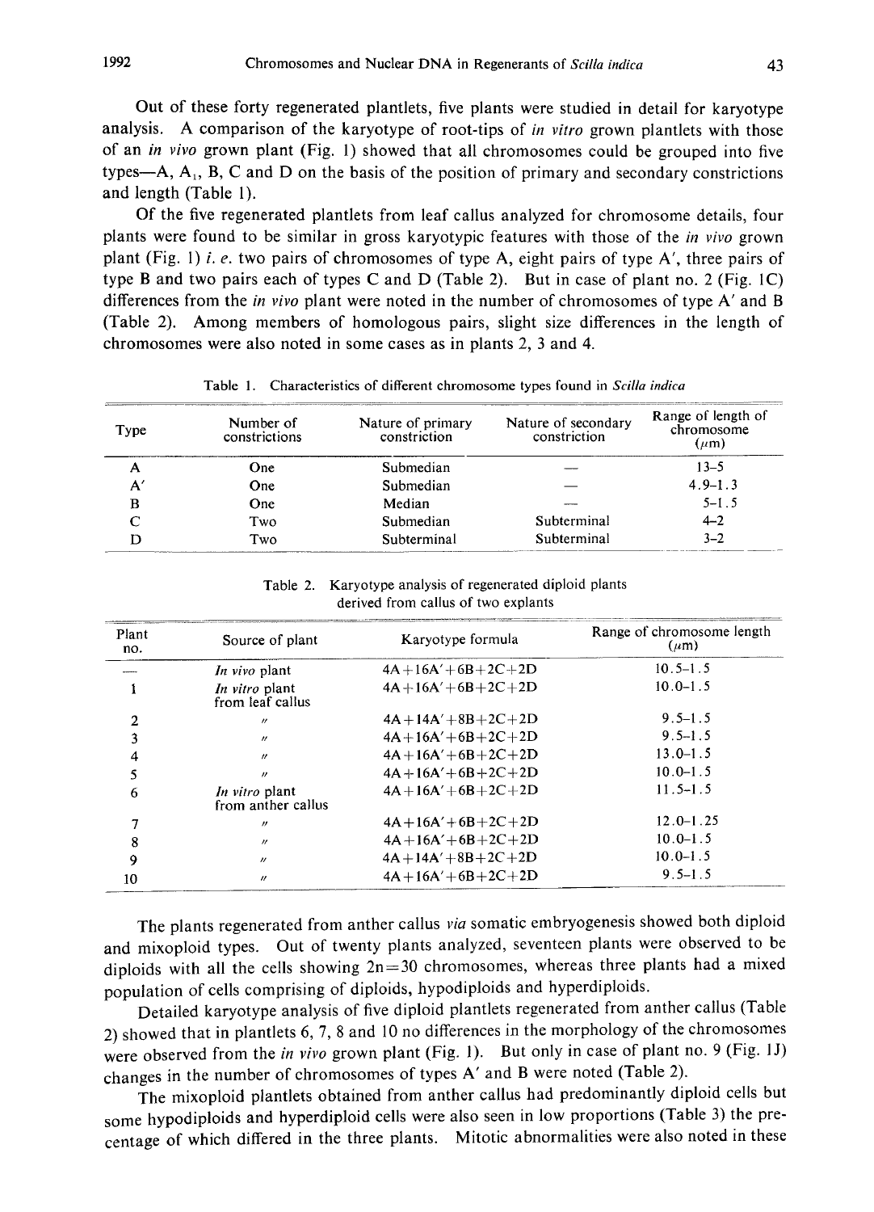Out of these forty regenerated plantlets, five plants were studied in detail for karyotype analysis. A comparison of the karyotype of root-tips of *in vitro* grown plantlets with those of an *in vivo* grown plant (Fig. 1) showed that all chromosomes could be grouped into five types—A, $A_1$, B, C and D on the basis of the position of primary and secondary constrictions and length (Table 1).

Of the five regenerated plantlets from leaf callus analyzed for chromosome details, four plants were found to be similar in gross karyotypic features with those of the *in vivo* grown plant (Fig. 1) *i. e.* two pairs of chromosomes of type A, eight pairs of type A′, three pairs of type B and two pairs each of types C and D (Table 2). But in case of plant no. 2 (Fig. 1C) differences from the *in vivo* plant were noted in the number of chromosomes of type A′ and B (Table 2). Among members of homologous pairs, slight size differences in the length of chromosomes were also noted in some cases as in plants 2, 3 and 4.

Table 1. Characteristics of different chromosome types found in *Scilla indica*

| Type | Number of constrictions | Nature of primary constriction | Nature of secondary constriction | Range of length of chromosome (μm) |
|---|---|---|---|---|
| A | One | Submedian | — | 13–5 |
| A′ | One | Submedian | — | 4.9–1.3 |
| B | One | Median | — | 5–1.5 |
| C | Two | Submedian | Subterminal | 4–2 |
| D | Two | Subterminal | Subterminal | 3–2 |

Table 2. Karyotype analysis of regenerated diploid plants derived from callus of two explants

| Plant no. | Source of plant | Karyotype formula | Range of chromosome length (μm) |
|---|---|---|---|
| — | *In vivo* plant | 4A+16A′+6B+2C+2D | 10.5–1.5 |
| 1 | *In vitro* plant from leaf callus | 4A+16A′+6B+2C+2D | 10.0–1.5 |
| 2 | 〃 | 4A+14A′+8B+2C+2D | 9.5–1.5 |
| 3 | 〃 | 4A+16A′+6B+2C+2D | 9.5–1.5 |
| 4 | 〃 | 4A+16A′+6B+2C+2D | 13.0–1.5 |
| 5 | 〃 | 4A+16A′+6B+2C+2D | 10.0–1.5 |
| 6 | *In vitro* plant from anther callus | 4A+16A′+6B+2C+2D | 11.5–1.5 |
| 7 | 〃 | 4A+16A′+6B+2C+2D | 12.0–1.25 |
| 8 | 〃 | 4A+16A′+6B+2C+2D | 10.0–1.5 |
| 9 | 〃 | 4A+14A′+8B+2C+2D | 10.0–1.5 |
| 10 | 〃 | 4A+16A′+6B+2C+2D | 9.5–1.5 |

The plants regenerated from anther callus *via* somatic embryogenesis showed both diploid and mixoploid types. Out of twenty plants analyzed, seventeen plants were observed to be diploids with all the cells showing 2n=30 chromosomes, whereas three plants had a mixed population of cells comprising of diploids, hypodiploids and hyperdiploids.

Detailed karyotype analysis of five diploid plantlets regenerated from anther callus (Table 2) showed that in plantlets 6, 7, 8 and 10 no differences in the morphology of the chromosomes were observed from the *in vivo* grown plant (Fig. 1). But only in case of plant no. 9 (Fig. 1J) changes in the number of chromosomes of types A′ and B were noted (Table 2).

The mixoploid plantlets obtained from anther callus had predominantly diploid cells but some hypodiploids and hyperdiploid cells were also seen in low proportions (Table 3) the precentage of which differed in the three plants. Mitotic abnormalities were also noted in these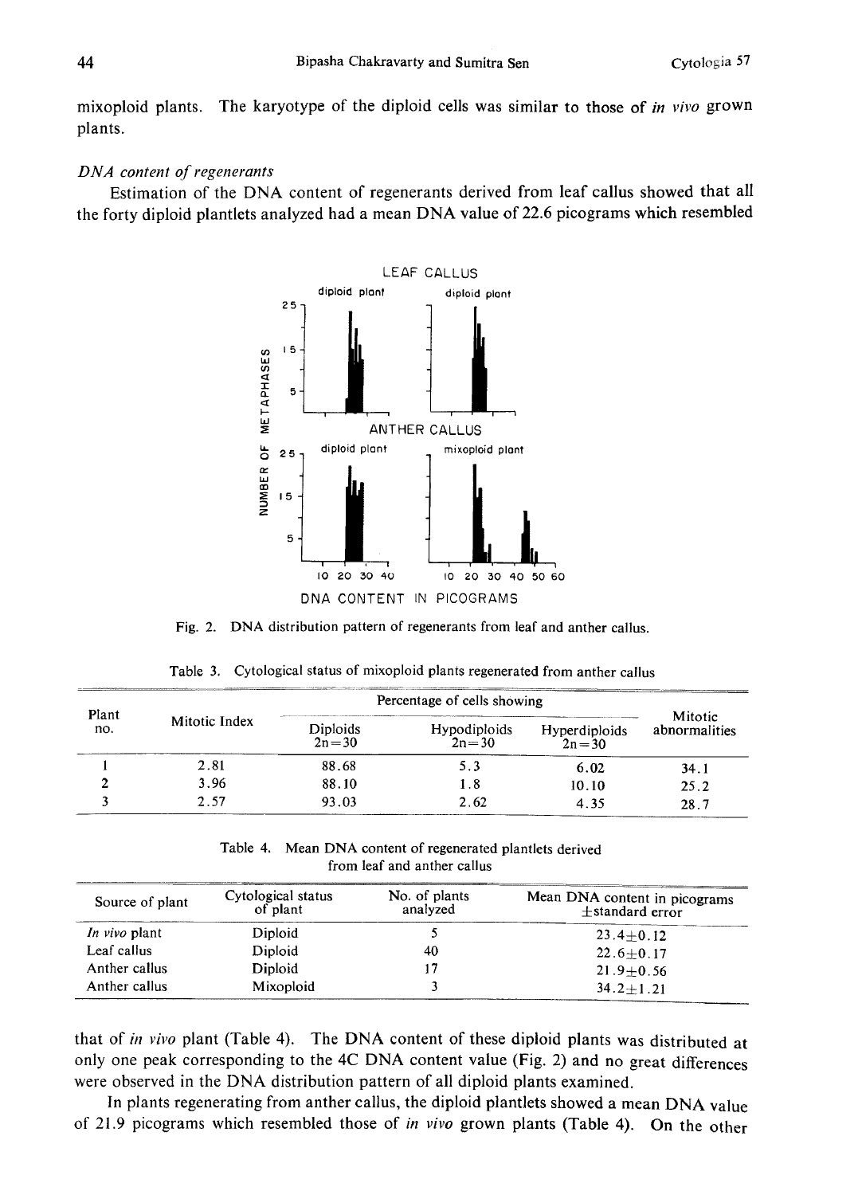mixoploid plants. The karyotype of the diploid cells was similar to those of *in vivo* grown plants.

### *DNA content of regenerants*

Estimation of the DNA content of regenerants derived from leaf callus showed that all the forty diploid plantlets analyzed had a mean DNA value of 22.6 picograms which resembled

LEAF CALLUS

diploid plant

diploid plant

25

15

5

ANTHER CALLUS

diploid plant

mixoploid plant

25

15

5

10 20 30 40

10 20 30 40 50 60

NUMBER OF METAPHASES

DNA CONTENT IN PICOGRAMS

Fig. 2. DNA distribution pattern of regenerants from leaf and anther callus.

Table 3. Cytological status of mixoploid plants regenerated from anther callus

| Plant no. | Mitotic Index | Percentage of cells showing | | | Mitotic abnormalities |
|---|---|---|---|---|---|
| | | Diploids 2n=30 | Hypodiploids 2n=30 | Hyperdiploids 2n=30 | |
| 1 | 2.81 | 88.68 | 5.3 | 6.02 | 34.1 |
| 2 | 3.96 | 88.10 | 1.8 | 10.10 | 25.2 |
| 3 | 2.57 | 93.03 | 2.62 | 4.35 | 28.7 |

Table 4. Mean DNA content of regenerated plantlets derived from leaf and anther callus

| Source of plant | Cytological status of plant | No. of plants analyzed | Mean DNA content in picograms ±standard error |
|---|---|---|---|
| *In vivo* plant | Diploid | 5 | 23.4±0.12 |
| Leaf callus | Diploid | 40 | 22.6±0.17 |
| Anther callus | Diploid | 17 | 21.9±0.56 |
| Anther callus | Mixoploid | 3 | 34.2±1.21 |

that of *in vivo* plant (Table 4). The DNA content of these diploid plants was distributed at only one peak corresponding to the 4C DNA content value (Fig. 2) and no great differences were observed in the DNA distribution pattern of all diploid plants examined.

In plants regenerating from anther callus, the diploid plantlets showed a mean DNA value of 21.9 picograms which resembled those of *in vivo* grown plants (Table 4). On the other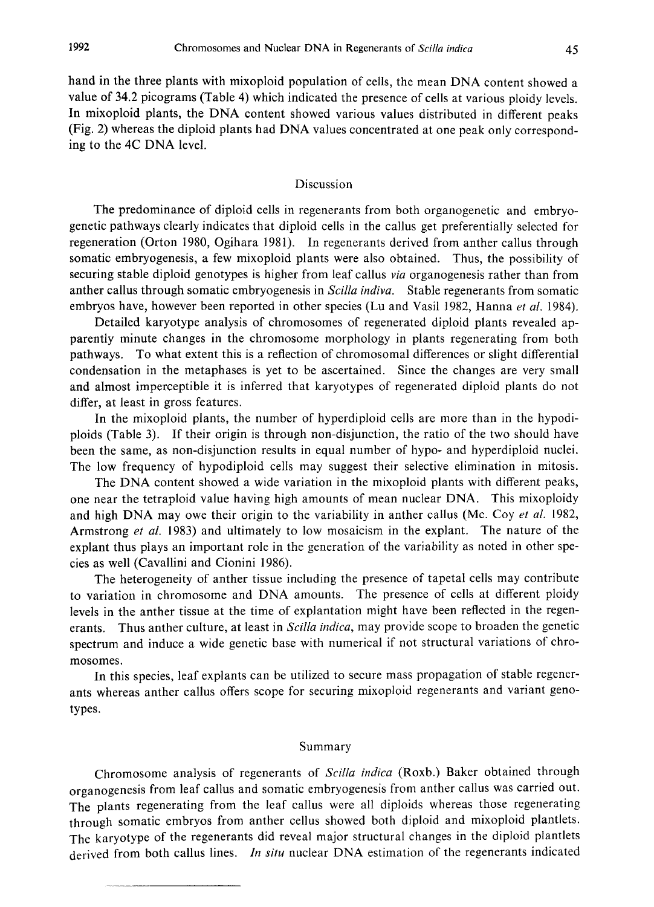hand in the three plants with mixoploid population of cells, the mean DNA content showed a value of 34.2 picograms (Table 4) which indicated the presence of cells at various ploidy levels. In mixoploid plants, the DNA content showed various values distributed in different peaks (Fig. 2) whereas the diploid plants had DNA values concentrated at one peak only corresponding to the 4C DNA level.

## Discussion

The predominance of diploid cells in regenerants from both organogenetic and embryogenetic pathways clearly indicates that diploid cells in the callus get preferentially selected for regeneration (Orton 1980, Ogihara 1981). In regenerants derived from anther callus through somatic embryogenesis, a few mixoploid plants were also obtained. Thus, the possibility of securing stable diploid genotypes is higher from leaf callus *via* organogenesis rather than from anther callus through somatic embryogenesis in *Scilla indiva*. Stable regenerants from somatic embryos have, however been reported in other species (Lu and Vasil 1982, Hanna *et al.* 1984).

Detailed karyotype analysis of chromosomes of regenerated diploid plants revealed apparently minute changes in the chromosome morphology in plants regenerating from both pathways. To what extent this is a reflection of chromosomal differences or slight differential condensation in the metaphases is yet to be ascertained. Since the changes are very small and almost imperceptible it is inferred that karyotypes of regenerated diploid plants do not differ, at least in gross features.

In the mixoploid plants, the number of hyperdiploid cells are more than in the hypodiploids (Table 3). If their origin is through non-disjunction, the ratio of the two should have been the same, as non-disjunction results in equal number of hypo- and hyperdiploid nuclei. The low frequency of hypodiploid cells may suggest their selective elimination in mitosis.

The DNA content showed a wide variation in the mixoploid plants with different peaks, one near the tetraploid value having high amounts of mean nuclear DNA. This mixoploidy and high DNA may owe their origin to the variability in anther callus (Mc. Coy *et al.* 1982, Armstrong *et al.* 1983) and ultimately to low mosaicism in the explant. The nature of the explant thus plays an important role in the generation of the variability as noted in other species as well (Cavallini and Cionini 1986).

The heterogeneity of anther tissue including the presence of tapetal cells may contribute to variation in chromosome and DNA amounts. The presence of cells at different ploidy levels in the anther tissue at the time of explantation might have been reflected in the regenerants. Thus anther culture, at least in *Scilla indica*, may provide scope to broaden the genetic spectrum and induce a wide genetic base with numerical if not structural variations of chromosomes.

In this species, leaf explants can be utilized to secure mass propagation of stable regenerants whereas anther callus offers scope for securing mixoploid regenerants and variant genotypes.

## Summary

Chromosome analysis of regenerants of *Scilla indica* (Roxb.) Baker obtained through organogenesis from leaf callus and somatic embryogenesis from anther callus was carried out. The plants regenerating from the leaf callus were all diploids whereas those regenerating through somatic embryos from anther cellus showed both diploid and mixoploid plantlets. The karyotype of the regenerants did reveal major structural changes in the diploid plantlets derived from both callus lines. *In situ* nuclear DNA estimation of the regenerants indicated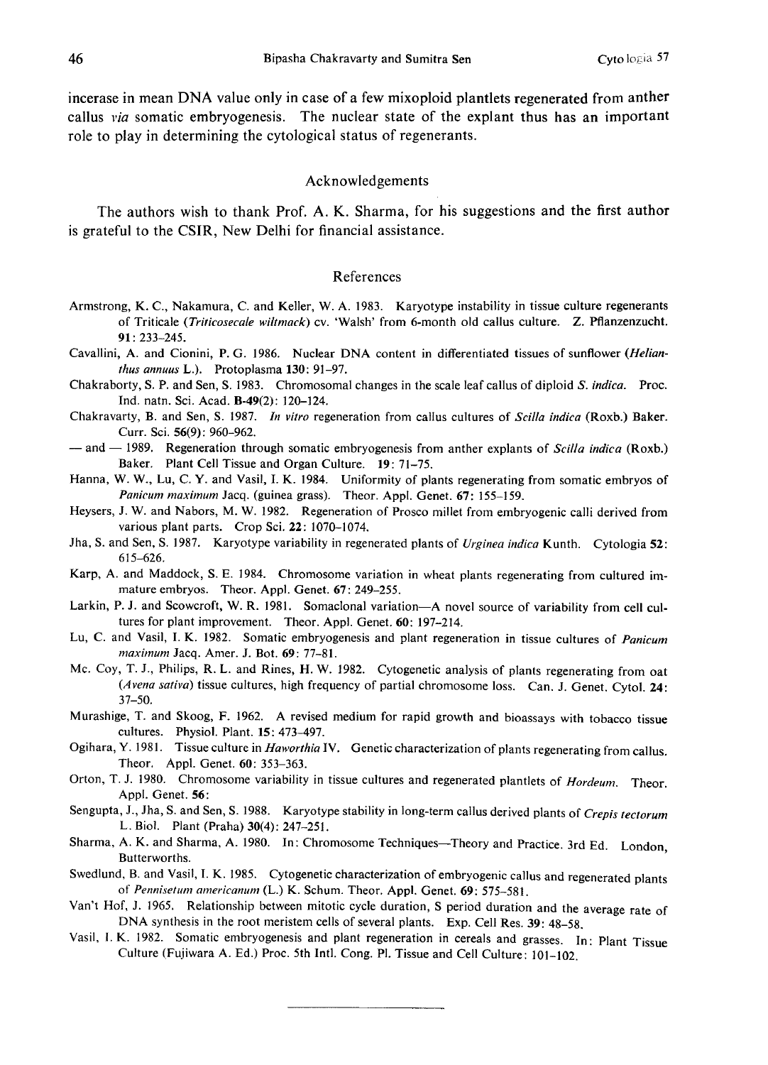incerase in mean DNA value only in case of a few mixoploid plantlets regenerated from anther callus *via* somatic embryogenesis. The nuclear state of the explant thus has an important role to play in determining the cytological status of regenerants.

## Acknowledgements

The authors wish to thank Prof. A. K. Sharma, for his suggestions and the first author is grateful to the CSIR, New Delhi for financial assistance.

## References

Armstrong, K. C., Nakamura, C. and Keller, W. A. 1983. Karyotype instability in tissue culture regenerants of Triticale (*Triticosecale wiltmack*) cv. 'Walsh' from 6-month old callus culture. Z. Pflanzenzucht. **91**: 233–245.

Cavallini, A. and Cionini, P. G. 1986. Nuclear DNA content in differentiated tissues of sunflower (*Helianthus annuus* L.). Protoplasma **130**: 91–97.

Chakraborty, S. P. and Sen, S. 1983. Chromosomal changes in the scale leaf callus of diploid *S. indica*. Proc. Ind. natn. Sci. Acad. **B-49**(2): 120–124.

Chakravarty, B. and Sen, S. 1987. *In vitro* regeneration from callus cultures of *Scilla indica* (Roxb.) Baker. Curr. Sci. **56**(9): 960–962.

— and — 1989. Regeneration through somatic embryogenesis from anther explants of *Scilla indica* (Roxb.) Baker. Plant Cell Tissue and Organ Culture. **19**: 71–75.

Hanna, W. W., Lu, C. Y. and Vasil, I. K. 1984. Uniformity of plants regenerating from somatic embryos of *Panicum maximum* Jacq. (guinea grass). Theor. Appl. Genet. **67**: 155–159.

Heysers, J. W. and Nabors, M. W. 1982. Regeneration of Prosco millet from embryogenic calli derived from various plant parts. Crop Sci. **22**: 1070–1074.

Jha, S. and Sen, S. 1987. Karyotype variability in regenerated plants of *Urginea indica* Kunth. Cytologia **52**: 615–626.

Karp, A. and Maddock, S. E. 1984. Chromosome variation in wheat plants regenerating from cultured immature embryos. Theor. Appl. Genet. **67**: 249–255.

Larkin, P. J. and Scowcroft, W. R. 1981. Somaclonal variation—A novel source of variability from cell cultures for plant improvement. Theor. Appl. Genet. **60**: 197–214.

Lu, C. and Vasil, I. K. 1982. Somatic embryogenesis and plant regeneration in tissue cultures of *Panicum maximum* Jacq. Amer. J. Bot. **69**: 77–81.

Mc. Coy, T. J., Philips, R. L. and Rines, H. W. 1982. Cytogenetic analysis of plants regenerating from oat (*Avena sativa*) tissue cultures, high frequency of partial chromosome loss. Can. J. Genet. Cytol. **24**: 37–50.

Murashige, T. and Skoog, F. 1962. A revised medium for rapid growth and bioassays with tobacco tissue cultures. Physiol. Plant. **15**: 473–497.

Ogihara, Y. 1981. Tissue culture in *Haworthia* IV. Genetic characterization of plants regenerating from callus. Theor. Appl. Genet. **60**: 353–363.

Orton, T. J. 1980. Chromosome variability in tissue cultures and regenerated plantlets of *Hordeum*. Theor. Appl. Genet. **56**:

Sengupta, J., Jha, S. and Sen, S. 1988. Karyotype stability in long-term callus derived plants of *Crepis tectorum* L. Biol. Plant (Praha) **30**(4): 247–251.

Sharma, A. K. and Sharma, A. 1980. In: Chromosome Techniques—Theory and Practice. 3rd Ed. London, Butterworths.

Swedlund, B. and Vasil, I. K. 1985. Cytogenetic characterization of embryogenic callus and regenerated plants of *Pennisetum americanum* (L.) K. Schum. Theor. Appl. Genet. **69**: 575–581.

Van't Hof, J. 1965. Relationship between mitotic cycle duration, S period duration and the average rate of DNA synthesis in the root meristem cells of several plants. Exp. Cell Res. **39**: 48–58.

Vasil, I. K. 1982. Somatic embryogenesis and plant regeneration in cereals and grasses. In: Plant Tissue Culture (Fujiwara A. Ed.) Proc. 5th Intl. Cong. Pl. Tissue and Cell Culture: 101–102.